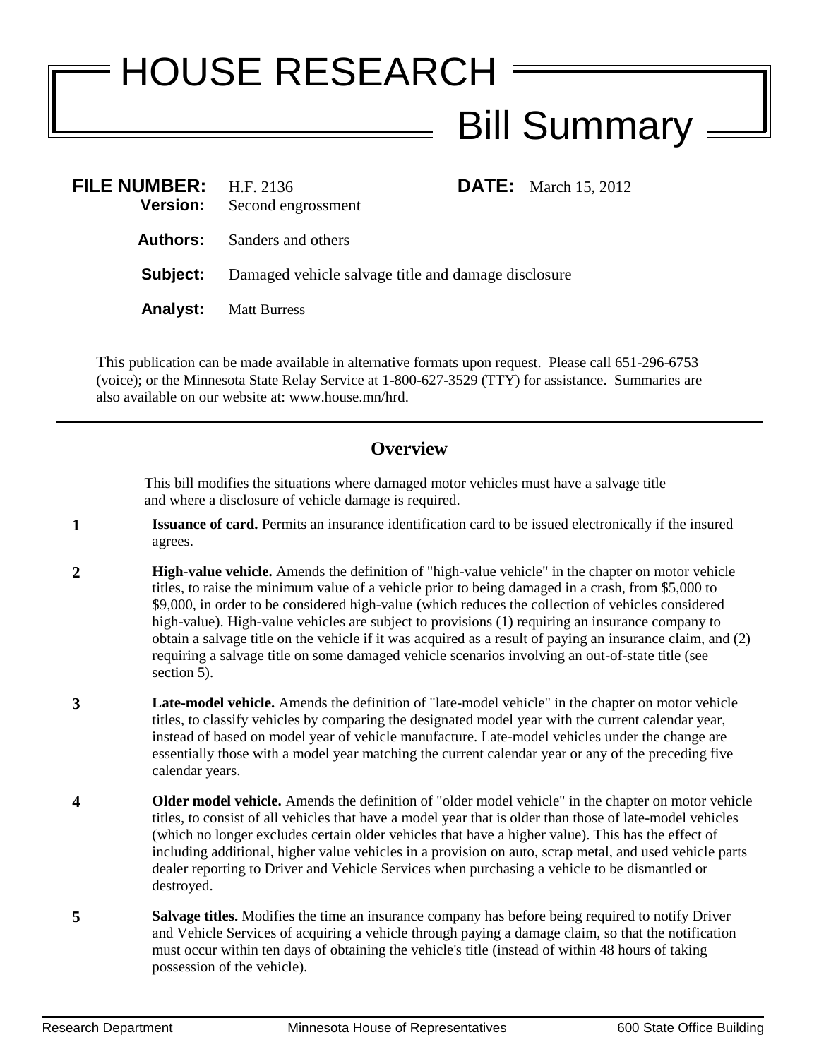# HOUSE RESEARCH

## Bill Summary

**FILE NUMBER:** H.F. 2136 **DATE:** March 15, 2012
**Version:** Second engrossment

**Authors:** Sanders and others

**Subject:** Damaged vehicle salvage title and damage disclosure

**Analyst:** Matt Burress

This publication can be made available in alternative formats upon request. Please call 651-296-6753 (voice); or the Minnesota State Relay Service at 1-800-627-3529 (TTY) for assistance. Summaries are also available on our website at: www.house.mn/hrd.

---

## Overview

This bill modifies the situations where damaged motor vehicles must have a salvage title and where a disclosure of vehicle damage is required.

**1** **Issuance of card.** Permits an insurance identification card to be issued electronically if the insured agrees.

**2** **High-value vehicle.** Amends the definition of "high-value vehicle" in the chapter on motor vehicle titles, to raise the minimum value of a vehicle prior to being damaged in a crash, from $5,000 to $9,000, in order to be considered high-value (which reduces the collection of vehicles considered high-value). High-value vehicles are subject to provisions (1) requiring an insurance company to obtain a salvage title on the vehicle if it was acquired as a result of paying an insurance claim, and (2) requiring a salvage title on some damaged vehicle scenarios involving an out-of-state title (see section 5).

**3** **Late-model vehicle.** Amends the definition of "late-model vehicle" in the chapter on motor vehicle titles, to classify vehicles by comparing the designated model year with the current calendar year, instead of based on model year of vehicle manufacture. Late-model vehicles under the change are essentially those with a model year matching the current calendar year or any of the preceding five calendar years.

**4** **Older model vehicle.** Amends the definition of "older model vehicle" in the chapter on motor vehicle titles, to consist of all vehicles that have a model year that is older than those of late-model vehicles (which no longer excludes certain older vehicles that have a higher value). This has the effect of including additional, higher value vehicles in a provision on auto, scrap metal, and used vehicle parts dealer reporting to Driver and Vehicle Services when purchasing a vehicle to be dismantled or destroyed.

**5** **Salvage titles.** Modifies the time an insurance company has before being required to notify Driver and Vehicle Services of acquiring a vehicle through paying a damage claim, so that the notification must occur within ten days of obtaining the vehicle's title (instead of within 48 hours of taking possession of the vehicle).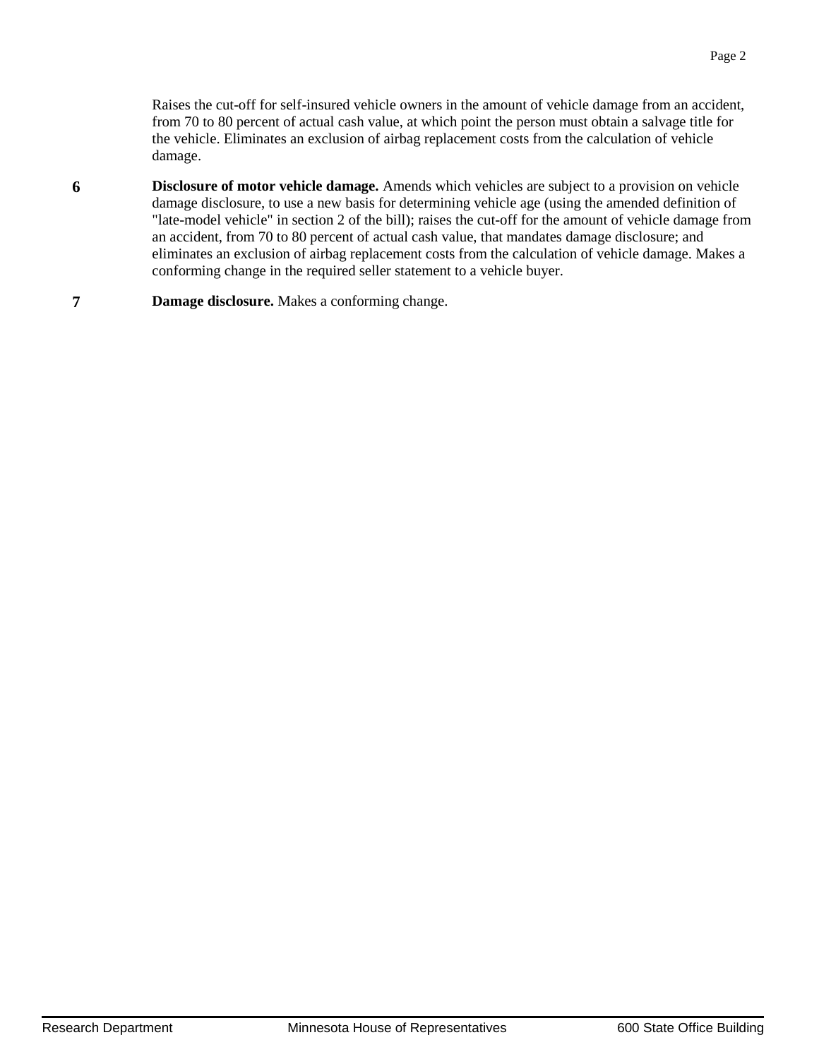Raises the cut-off for self-insured vehicle owners in the amount of vehicle damage from an accident, from 70 to 80 percent of actual cash value, at which point the person must obtain a salvage title for the vehicle. Eliminates an exclusion of airbag replacement costs from the calculation of vehicle damage.

**6** **Disclosure of motor vehicle damage.** Amends which vehicles are subject to a provision on vehicle damage disclosure, to use a new basis for determining vehicle age (using the amended definition of "late-model vehicle" in section 2 of the bill); raises the cut-off for the amount of vehicle damage from an accident, from 70 to 80 percent of actual cash value, that mandates damage disclosure; and eliminates an exclusion of airbag replacement costs from the calculation of vehicle damage. Makes a conforming change in the required seller statement to a vehicle buyer.

**7** **Damage disclosure.** Makes a conforming change.